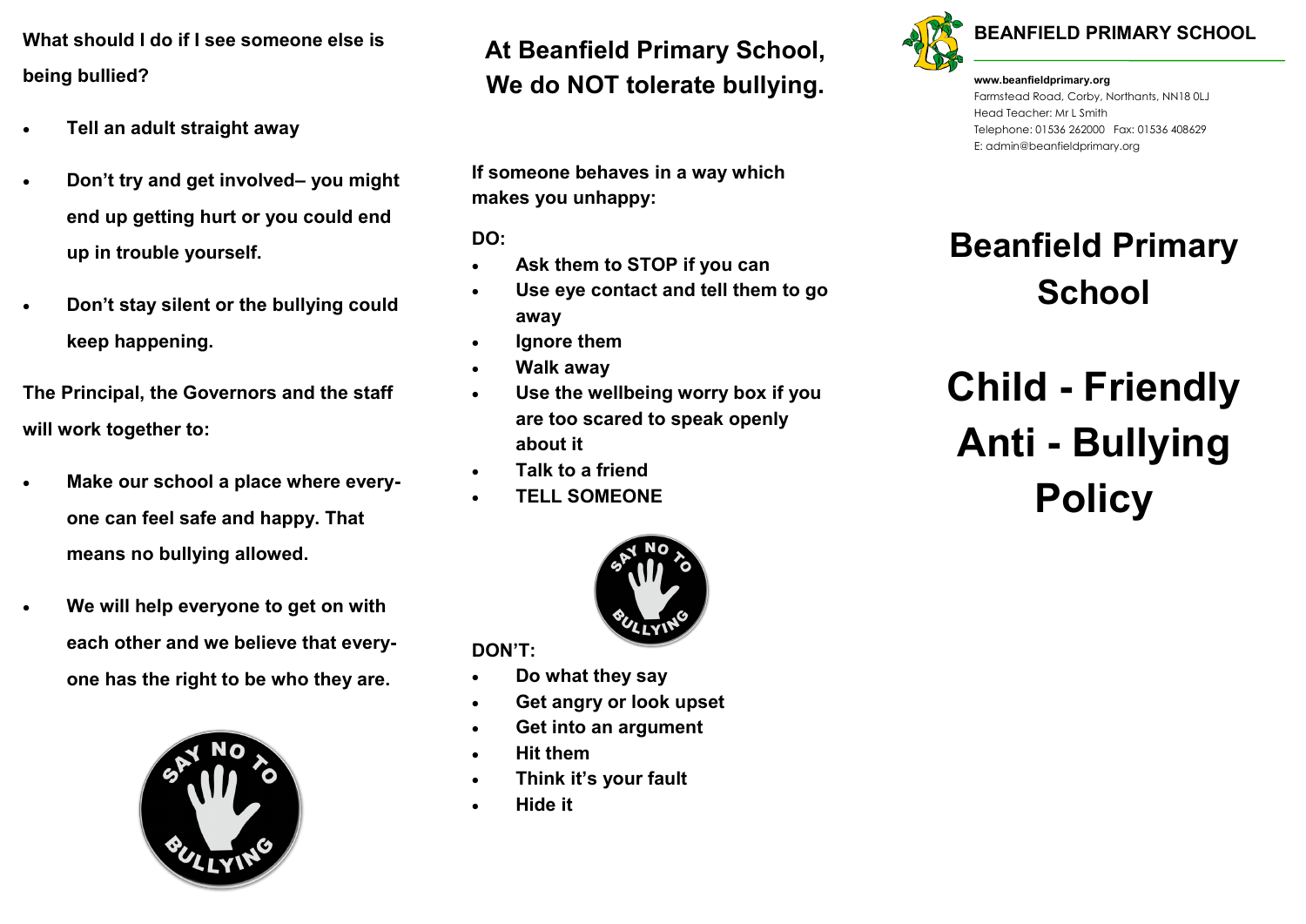**What should I do if I see someone else is being bullied?**

- **Tell an adult straight away**
- **Don't try and get involved– you might end up getting hurt or you could end up in trouble yourself.**
- **Don't stay silent or the bullying could keep happening.**

**The Principal, the Governors and the staff will work together to:**

- **Make our school a place where everyone can feel safe and happy. That means no bullying allowed.**
- **We will help everyone to get on with each other and we believe that everyone has the right to be who they are.**

## At Beanfield Primary School, We do NOT tolerate bullying.

**If someone behaves in a way which makes you unhappy:**

**DO:**

- **Ask them to STOP if you can**
- **Use eye contact and tell them to go away**
- **Ignore them**
- **Walk away**
- **Use the wellbeing worry box if you are too scared to speak openly about it**
- **Talk to a friend**
- **TELL SOMEONE**

**DON'T:**

- **Do what they say**
- **Get angry or look upset**
- **Get into an argument**
- **Hit them**
- **Think it's your fault**
- **Hide it**

**BEANFIELD PRIMARY SCHOOL**

**www.beanfieldprimary.org**
Farmstead Road, Corby, Northants, NN18 0LJ
Head Teacher: Mr L Smith
Telephone: 01536 262000 Fax: 01536 408629
E: admin@beanfieldprimary.org

# Beanfield Primary School

# Child - Friendly Anti - Bullying Policy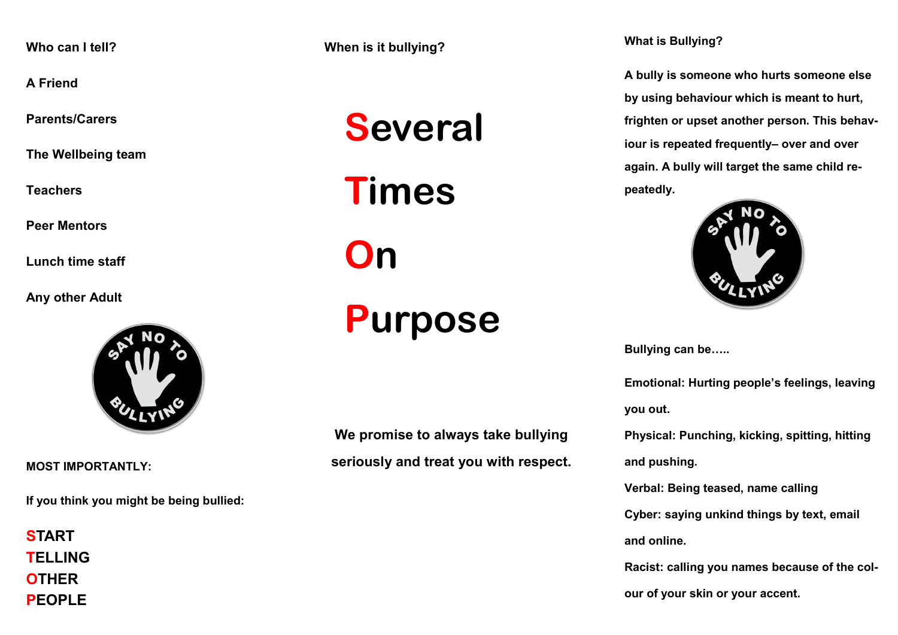**Who can I tell?**

**A Friend**

**Parents/Carers**

**The Wellbeing team**

**Teachers**

**Peer Mentors**

**Lunch time staff**

**Any other Adult**

**MOST IMPORTANTLY:**

**If you think you might be being bullied:**

**START**
**TELLING**
**OTHER**
**PEOPLE**

**When is it bullying?**

# Several

# Times

# On

# Purpose

**We promise to always take bullying seriously and treat you with respect.**

**What is Bullying?**

**A bully is someone who hurts someone else by using behaviour which is meant to hurt, frighten or upset another person. This behaviour is repeated frequently– over and over again. A bully will target the same child repeatedly.**

**Bullying can be…..**

**Emotional: Hurting people's feelings, leaving you out.**

**Physical: Punching, kicking, spitting, hitting and pushing.**

**Verbal: Being teased, name calling**

**Cyber: saying unkind things by text, email and online.**

**Racist: calling you names because of the colour of your skin or your accent.**